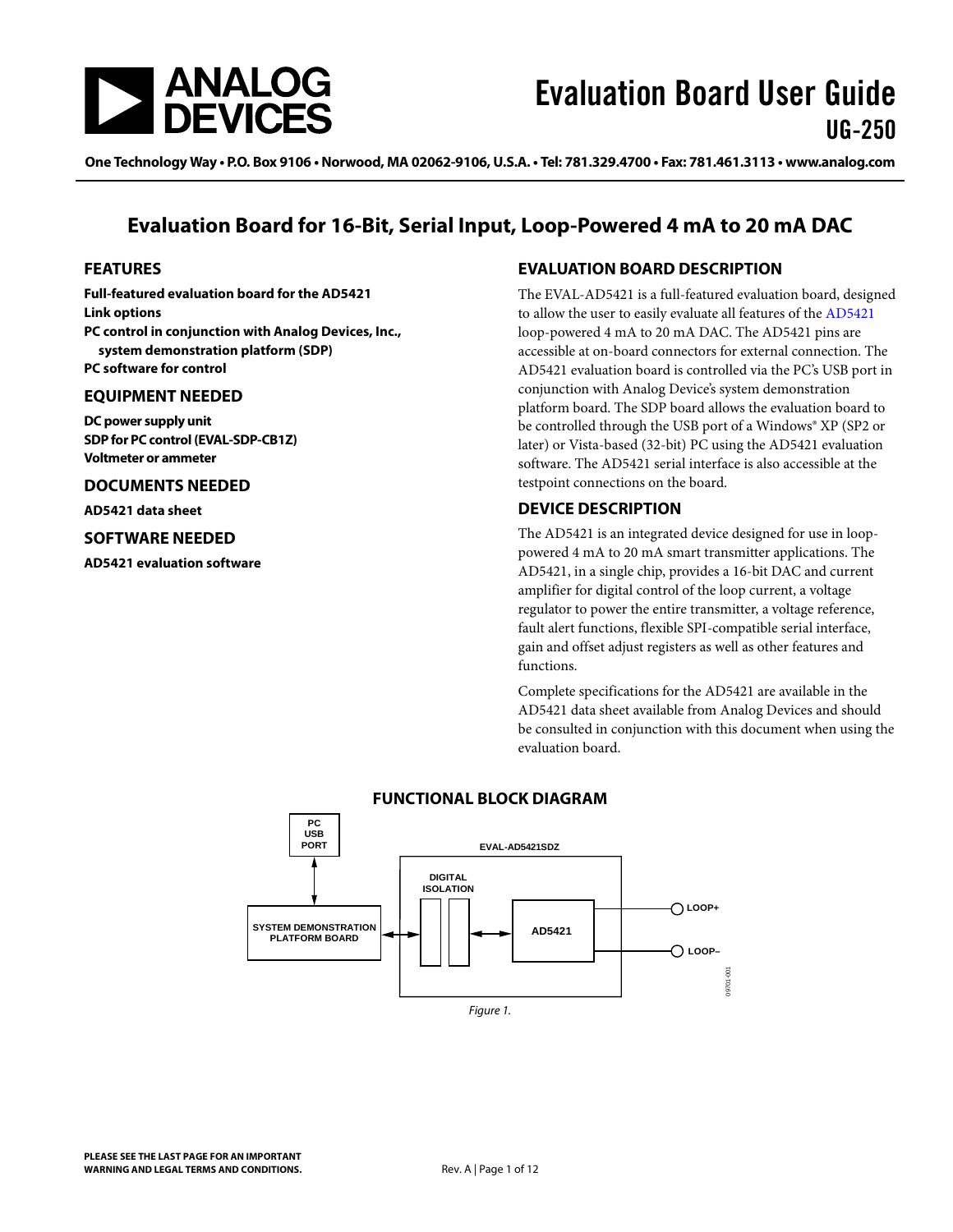# Evaluation Board User Guide
## UG-250

One Technology Way • P.O. Box 9106 • Norwood, MA 02062-9106, U.S.A. • Tel: 781.329.4700 • Fax: 781.461.3113 • www.analog.com

# Evaluation Board for 16-Bit, Serial Input, Loop-Powered 4 mA to 20 mA DAC

## FEATURES

**Full-featured evaluation board for the AD5421**
**Link options**
**PC control in conjunction with Analog Devices, Inc., system demonstration platform (SDP)**
**PC software for control**

## EQUIPMENT NEEDED

**DC power supply unit**
**SDP for PC control (EVAL-SDP-CB1Z)**
**Voltmeter or ammeter**

## DOCUMENTS NEEDED

**AD5421 data sheet**

## SOFTWARE NEEDED

**AD5421 evaluation software**

## EVALUATION BOARD DESCRIPTION

The EVAL-AD5421 is a full-featured evaluation board, designed to allow the user to easily evaluate all features of the AD5421 loop-powered 4 mA to 20 mA DAC. The AD5421 pins are accessible at on-board connectors for external connection. The AD5421 evaluation board is controlled via the PC's USB port in conjunction with Analog Device's system demonstration platform board. The SDP board allows the evaluation board to be controlled through the USB port of a Windows® XP (SP2 or later) or Vista-based (32-bit) PC using the AD5421 evaluation software. The AD5421 serial interface is also accessible at the testpoint connections on the board.

## DEVICE DESCRIPTION

The AD5421 is an integrated device designed for use in loop-powered 4 mA to 20 mA smart transmitter applications. The AD5421, in a single chip, provides a 16-bit DAC and current amplifier for digital control of the loop current, a voltage regulator to power the entire transmitter, a voltage reference, fault alert functions, flexible SPI-compatible serial interface, gain and offset adjust registers as well as other features and functions.

Complete specifications for the AD5421 are available in the AD5421 data sheet available from Analog Devices and should be consulted in conjunction with this document when using the evaluation board.

## FUNCTIONAL BLOCK DIAGRAM

PC USB PORT
SYSTEM DEMONSTRATION PLATFORM BOARD
EVAL-AD5421SDZ
DIGITAL ISOLATION
AD5421
LOOP+
LOOP–
09701-001

*Figure 1.*

PLEASE SEE THE LAST PAGE FOR AN IMPORTANT WARNING AND LEGAL TERMS AND CONDITIONS.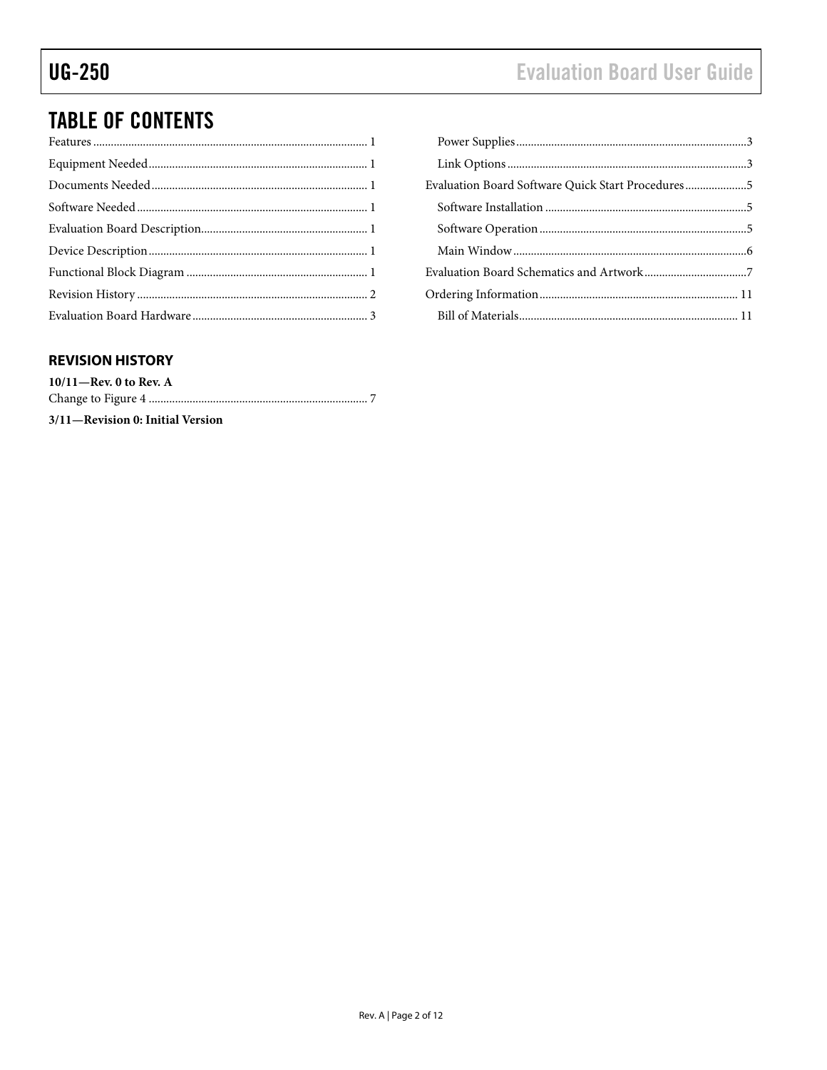## TABLE OF CONTENTS

Features ... 1
Equipment Needed ... 1
Documents Needed ... 1
Software Needed ... 1
Evaluation Board Description ... 1
Device Description ... 1
Functional Block Diagram ... 1
Revision History ... 2
Evaluation Board Hardware ... 3
  Power Supplies ... 3
  Link Options ... 3
Evaluation Board Software Quick Start Procedures ... 5
  Software Installation ... 5
  Software Operation ... 5
  Main Window ... 6
Evaluation Board Schematics and Artwork ... 7
Ordering Information ... 11
  Bill of Materials ... 11

### REVISION HISTORY

**10/11—Rev. 0 to Rev. A**

Change to Figure 4 ... 7

**3/11—Revision 0: Initial Version**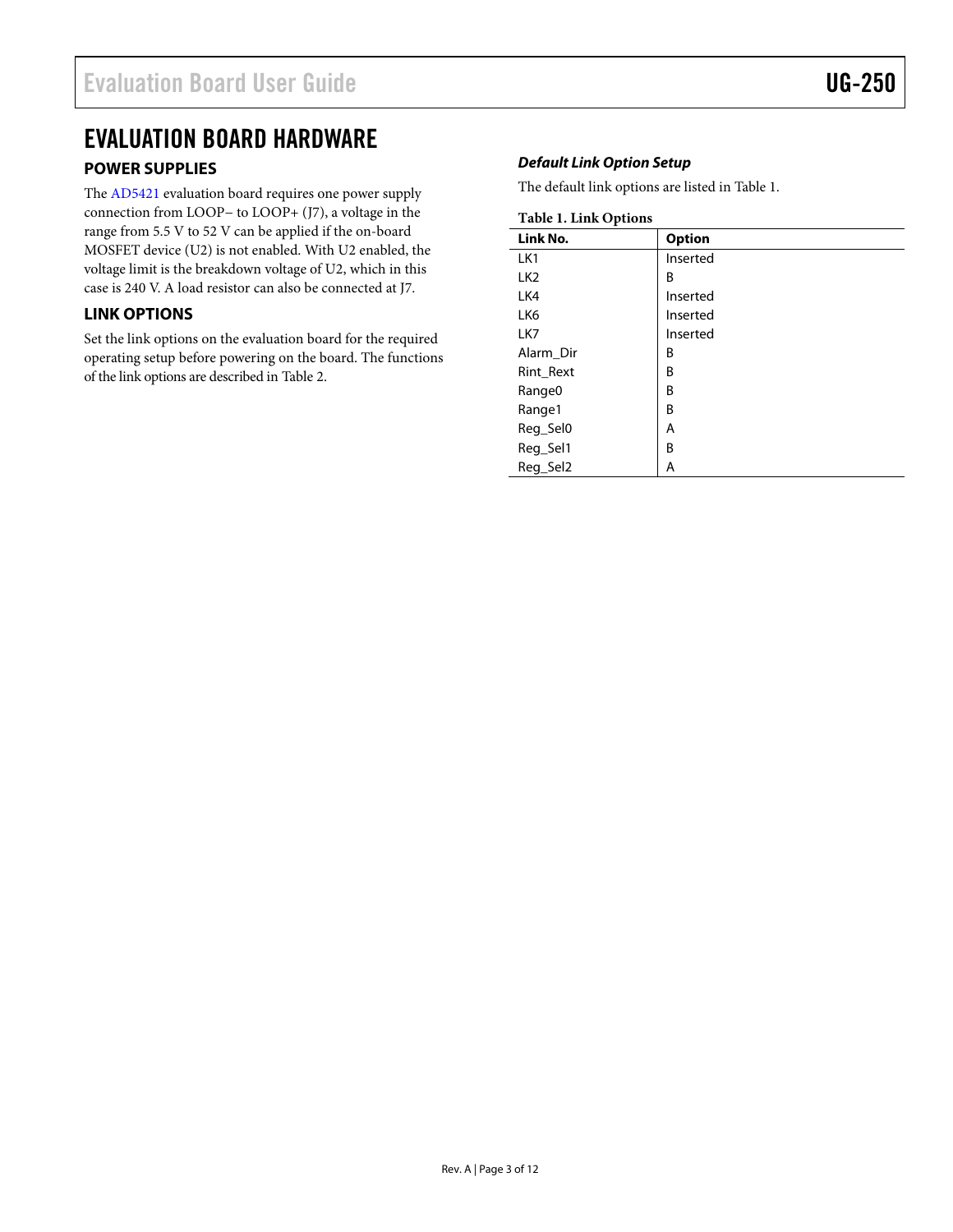# EVALUATION BOARD HARDWARE

## POWER SUPPLIES

The AD5421 evaluation board requires one power supply connection from LOOP− to LOOP+ (J7), a voltage in the range from 5.5 V to 52 V can be applied if the on-board MOSFET device (U2) is not enabled. With U2 enabled, the voltage limit is the breakdown voltage of U2, which in this case is 240 V. A load resistor can also be connected at J7.

## LINK OPTIONS

Set the link options on the evaluation board for the required operating setup before powering on the board. The functions of the link options are described in Table 2.

### *Default Link Option Setup*

The default link options are listed in Table 1.

**Table 1. Link Options**

| Link No. | Option |
|---|---|
| LK1 | Inserted |
| LK2 | B |
| LK4 | Inserted |
| LK6 | Inserted |
| LK7 | Inserted |
| Alarm_Dir | B |
| Rint_Rext | B |
| Range0 | B |
| Range1 | B |
| Reg_Sel0 | A |
| Reg_Sel1 | B |
| Reg_Sel2 | A |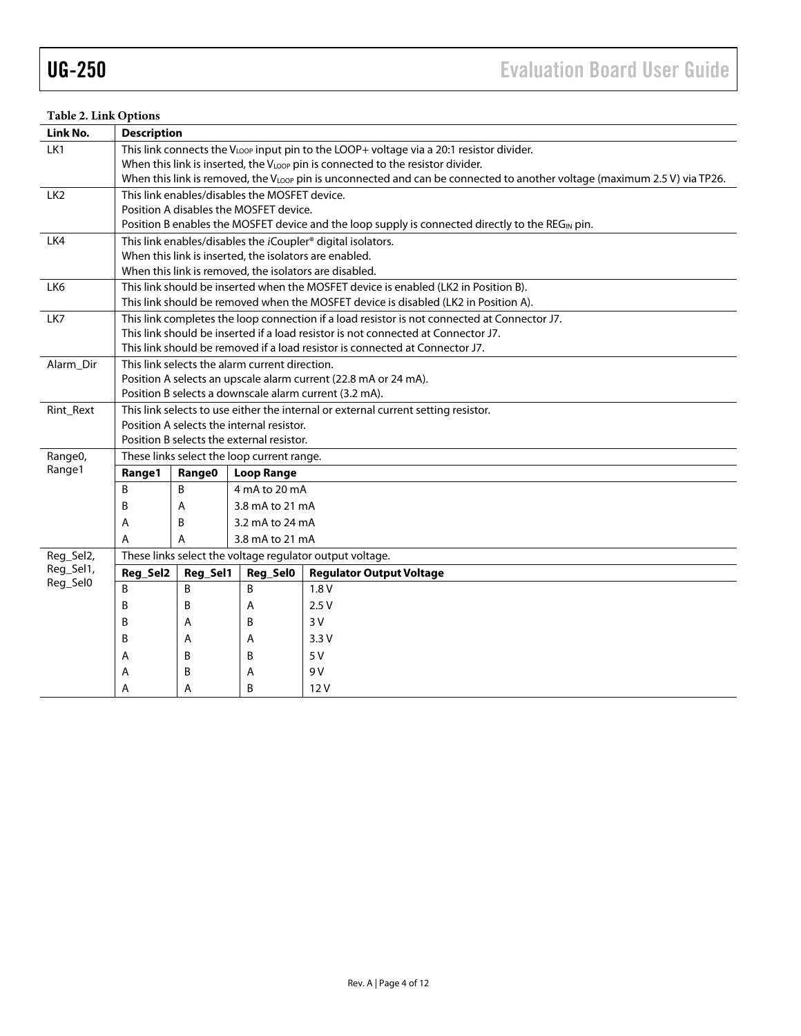**Table 2. Link Options**

| Link No. | Description | | | |
|---|---|---|---|---|
| LK1 | This link connects the $V_{LOOP}$ input pin to the LOOP+ voltage via a 20:1 resistor divider.<br>When this link is inserted, the $V_{LOOP}$ pin is connected to the resistor divider.<br>When this link is removed, the $V_{LOOP}$ pin is unconnected and can be connected to another voltage (maximum 2.5 V) via TP26. | | | |
| LK2 | This link enables/disables the MOSFET device.<br>Position A disables the MOSFET device.<br>Position B enables the MOSFET device and the loop supply is connected directly to the $REG_{IN}$ pin. | | | |
| LK4 | This link enables/disables the *i*Coupler® digital isolators.<br>When this link is inserted, the isolators are enabled.<br>When this link is removed, the isolators are disabled. | | | |
| LK6 | This link should be inserted when the MOSFET device is enabled (LK2 in Position B).<br>This link should be removed when the MOSFET device is disabled (LK2 in Position A). | | | |
| LK7 | This link completes the loop connection if a load resistor is not connected at Connector J7.<br>This link should be inserted if a load resistor is not connected at Connector J7.<br>This link should be removed if a load resistor is connected at Connector J7. | | | |
| Alarm_Dir | This link selects the alarm current direction.<br>Position A selects an upscale alarm current (22.8 mA or 24 mA).<br>Position B selects a downscale alarm current (3.2 mA). | | | |
| Rint_Rext | This link selects to use either the internal or external current setting resistor.<br>Position A selects the internal resistor.<br>Position B selects the external resistor. | | | |
| Range0, Range1 | These links select the loop current range. | | | |
| | **Range1** | **Range0** | **Loop Range** | |
| | B | B | 4 mA to 20 mA | |
| | B | A | 3.8 mA to 21 mA | |
| | A | B | 3.2 mA to 24 mA | |
| | A | A | 3.8 mA to 21 mA | |
| Reg_Sel2, Reg_Sel1, Reg_Sel0 | These links select the voltage regulator output voltage. | | | |
| | **Reg_Sel2** | **Reg_Sel1** | **Reg_Sel0** | **Regulator Output Voltage** |
| | B | B | B | 1.8 V |
| | B | B | A | 2.5 V |
| | B | A | B | 3 V |
| | B | A | A | 3.3 V |
| | A | B | B | 5 V |
| | A | B | A | 9 V |
| | A | A | B | 12 V |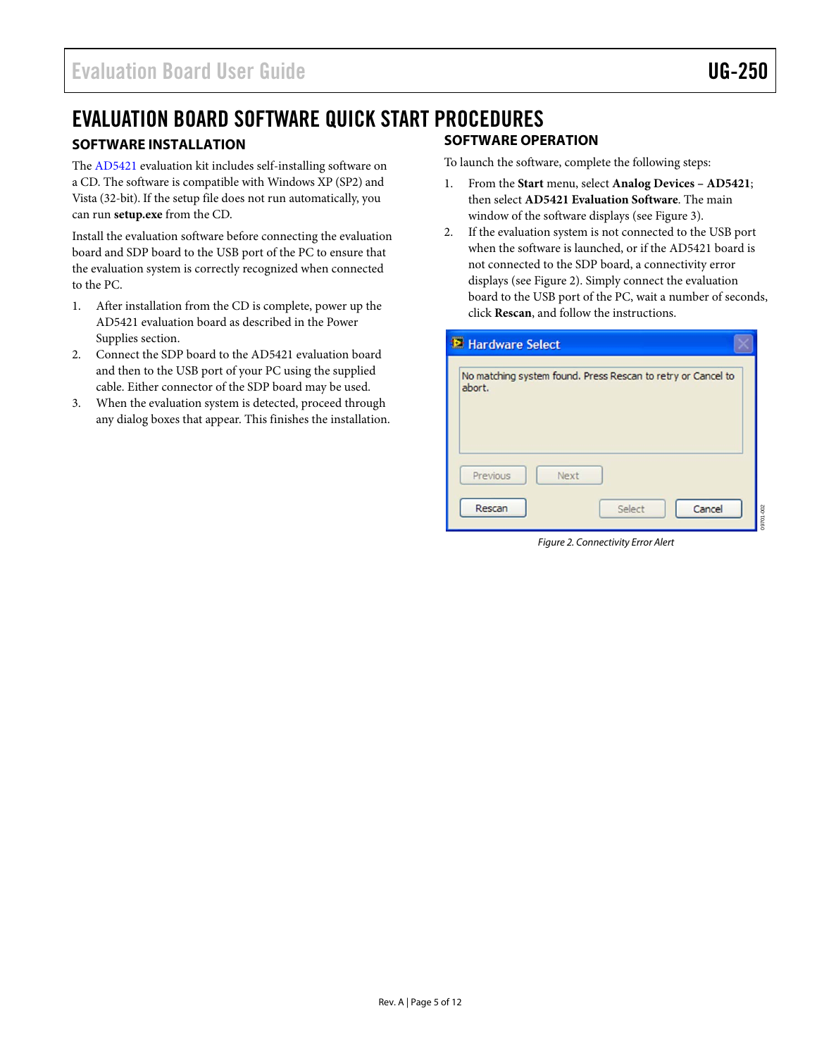# EVALUATION BOARD SOFTWARE QUICK START PROCEDURES

## SOFTWARE INSTALLATION

The AD5421 evaluation kit includes self-installing software on a CD. The software is compatible with Windows XP (SP2) and Vista (32-bit). If the setup file does not run automatically, you can run **setup.exe** from the CD.

Install the evaluation software before connecting the evaluation board and SDP board to the USB port of the PC to ensure that the evaluation system is correctly recognized when connected to the PC.

1. After installation from the CD is complete, power up the AD5421 evaluation board as described in the Power Supplies section.
2. Connect the SDP board to the AD5421 evaluation board and then to the USB port of your PC using the supplied cable. Either connector of the SDP board may be used.
3. When the evaluation system is detected, proceed through any dialog boxes that appear. This finishes the installation.

## SOFTWARE OPERATION

To launch the software, complete the following steps:

1. From the **Start** menu, select **Analog Devices – AD5421**; then select **AD5421 Evaluation Software**. The main window of the software displays (see Figure 3).
2. If the evaluation system is not connected to the USB port when the software is launched, or if the AD5421 board is not connected to the SDP board, a connectivity error displays (see Figure 2). Simply connect the evaluation board to the USB port of the PC, wait a number of seconds, click **Rescan**, and follow the instructions.

Hardware Select

No matching system found. Press Rescan to retry or Cancel to abort.

Previous Next

Rescan Select Cancel

09701-002

*Figure 2. Connectivity Error Alert*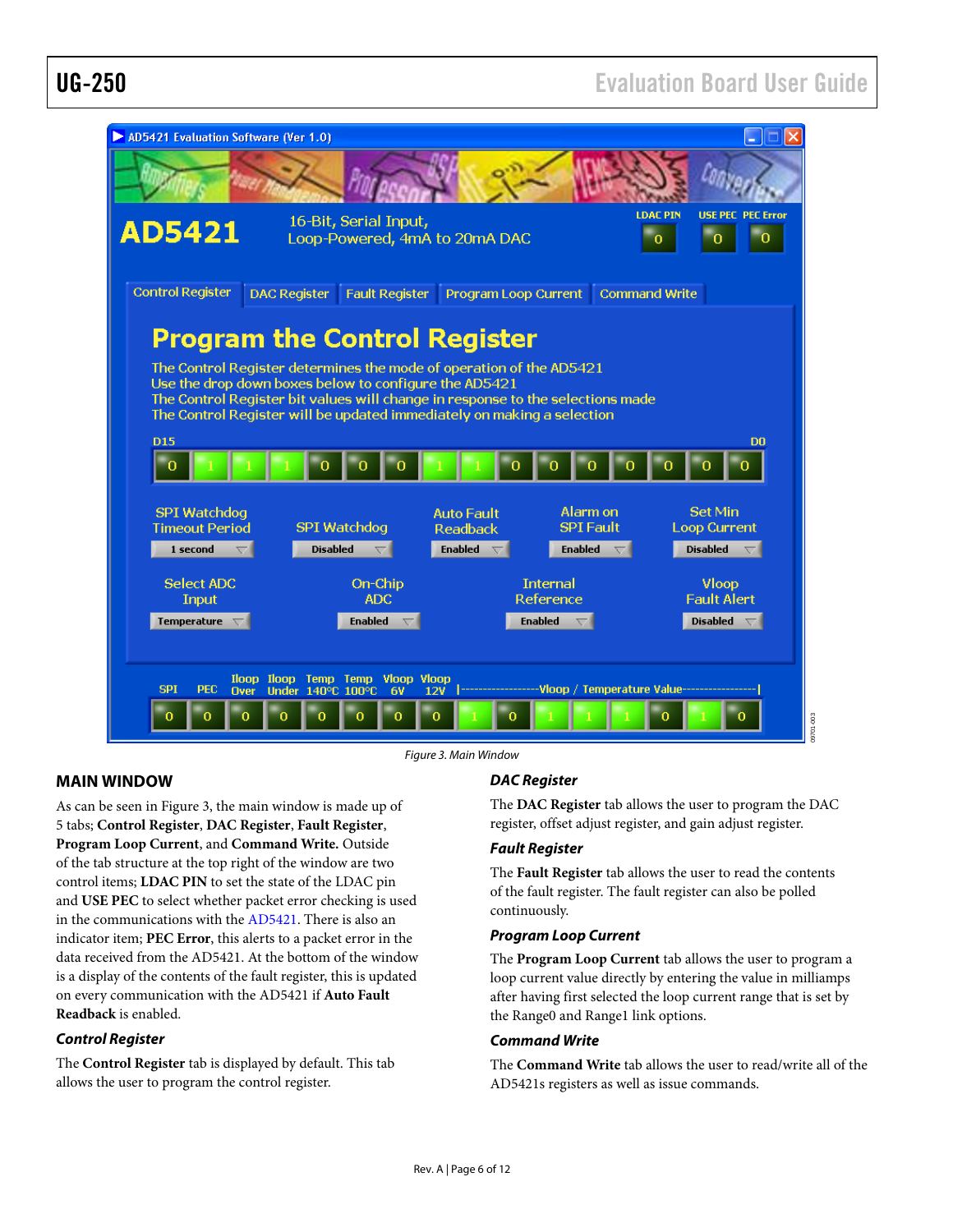Figure 3. Main Window

## MAIN WINDOW

As can be seen in Figure 3, the main window is made up of 5 tabs; **Control Register**, **DAC Register**, **Fault Register**, **Program Loop Current**, and **Command Write.** Outside of the tab structure at the top right of the window are two control items; **LDAC PIN** to set the state of the LDAC pin and **USE PEC** to select whether packet error checking is used in the communications with the AD5421. There is also an indicator item; **PEC Error**, this alerts to a packet error in the data received from the AD5421. At the bottom of the window is a display of the contents of the fault register, this is updated on every communication with the AD5421 if **Auto Fault Readback** is enabled.

### Control Register

The **Control Register** tab is displayed by default. This tab allows the user to program the control register.

### DAC Register

The **DAC Register** tab allows the user to program the DAC register, offset adjust register, and gain adjust register.

### Fault Register

The **Fault Register** tab allows the user to read the contents of the fault register. The fault register can also be polled continuously.

### Program Loop Current

The **Program Loop Current** tab allows the user to program a loop current value directly by entering the value in milliamps after having first selected the loop current range that is set by the Range0 and Range1 link options.

### Command Write

The **Command Write** tab allows the user to read/write all of the AD5421s registers as well as issue commands.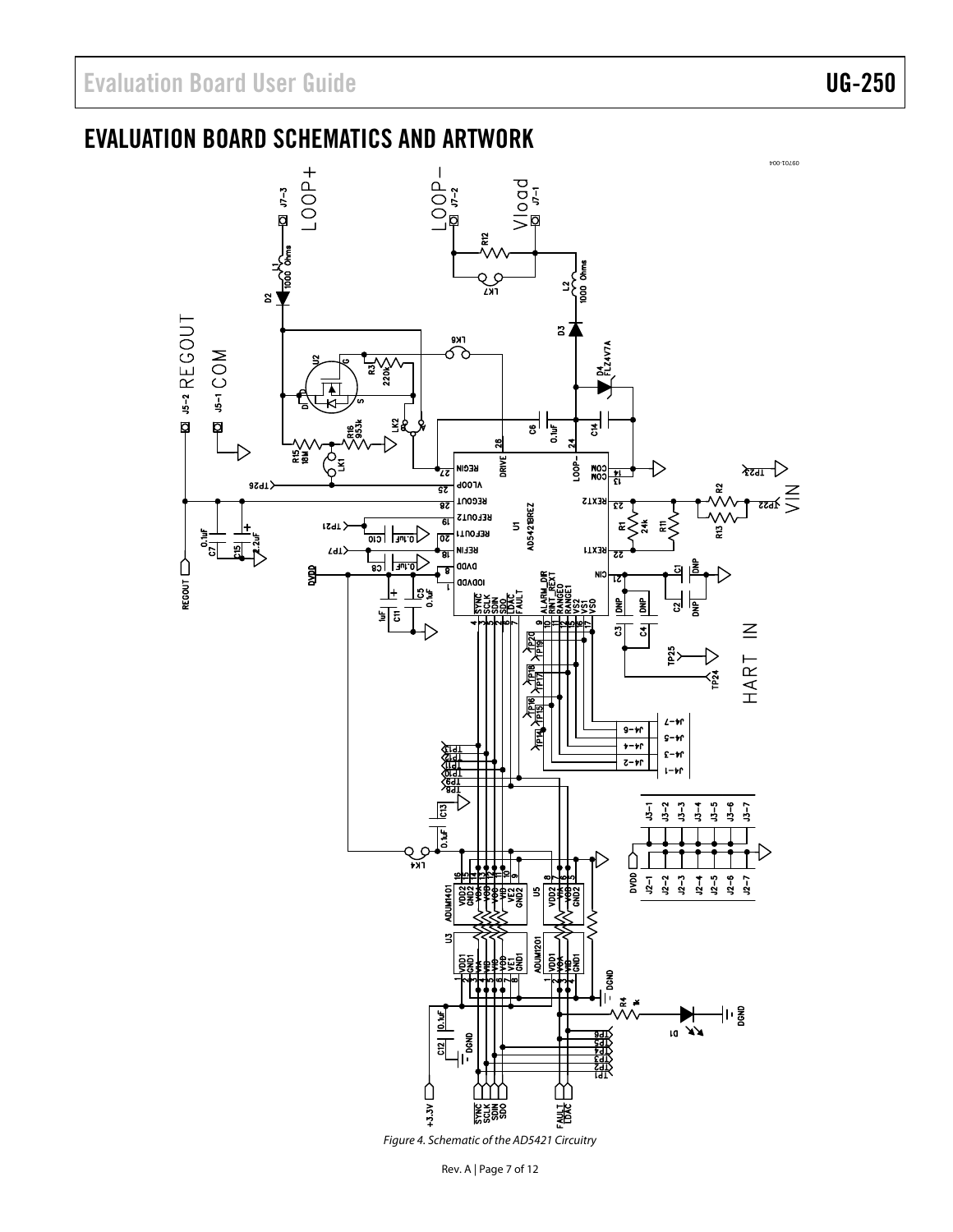## EVALUATION BOARD SCHEMATICS AND ARTWORK

Figure 4. Schematic of the AD5421 Circuitry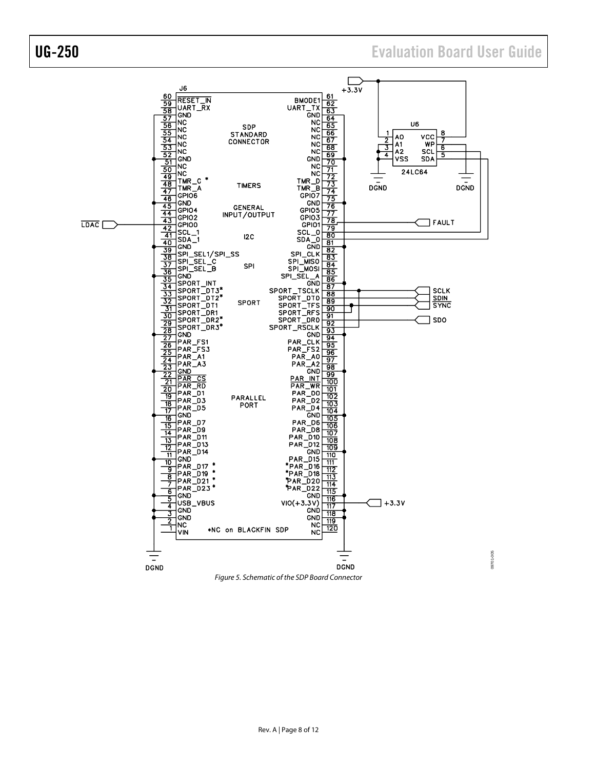J6

SDP STANDARD CONNECTOR

TIMERS

GENERAL INPUT/OUTPUT

I2C

SPI

SPORT

PARALLEL PORT

*NC on BLACKFIN SDP

60 RESET_IN
59 UART_RX
58 GND
57 NC
56 NC
55 NC
54 NC
53 NC
52 GND
51 NC
50 NC
49 TMR_C *
48 TMR_A
47 GPIO6
46 GND
45 GPIO4
44 GPIO2
43 GPIO0
42 SCL_1
41 SDA_1
40 GND
39 SPI_SEL1/SPI_SS
38 SPI_SEL_C
37 SPI_SEL_B
36 GND
35 SPORT_INT
34 SPORT_DT3*
33 SPORT_DT2*
32 SPORT_DT1
31 SPORT_DR1
30 SPORT_DR2*
29 SPORT_DR3*
28 GND
27 PAR_FS1
26 PAR_FS3
25 PAR_A1
24 PAR_A3
23 GND
22 PAR_CS
21 PAR_RD
20 PAR_D1
19 PAR_D3
18 PAR_D5
17 GND
16 PAR_D7
15 PAR_D9
14 PAR_D11
13 PAR_D13
12 PAR_D14
11 GND
10 PAR_D17 *
9 PAR_D19 *
8 PAR_D21 *
7 PAR_D23 *
6 GND
5 USB_VBUS
4 GND
3 GND
2 NC
1 VIN

61 BMODE1
62 UART_TX
63 GND
64 NC
65 NC
66 NC
67 NC
68 NC
69 GND
70 NC
71 NC
72 TMR_D
73 TMR_B
74 GPIO7
75 GND
76 GPIO5
77 GPIO3
78 GPIO1
79 SCL_0
80 SDA_0
81 GND
82 SPI_CLK
83 SPI_MISO
84 SPI_MOSI
85 SPI_SEL_A
86 GND
87 SPORT_TSCLK
88 SPORT_DT0
89 SPORT_TFS
90 SPORT_RFS
91 SPORT_DR0
92 SPORT_RSCLK
93 GND
94 PAR_CLK
95 PAR_FS2
96 PAR_A0
97 PAR_A2
98 GND
99 PAR_INT
100 PAR_WR
101 PAR_D0
102 PAR_D2
103 PAR_D4
104 GND
105 PAR_D6
106 PAR_D8
107 PAR_D10
108 PAR_D12
109 GND
110 PAR_D15
111 *PAR_D16
112 *PAR_D18
113 *PAR_D20
114 *PAR_D22
115 GND
116 VIO(+3.3V)
117 GND
118 GND
119 NC
120 NC

LDAC

FAULT

SCLK

SDIN

SYNC

SDO

+3.3V

+3.3V

U6

24LC64

1 A0
2 A1
3 A2
4 VSS
8 VCC
7 WP
6 SCL
5 SDA

DGND

DGND

DGND

DGND

09701-005

Figure 5. Schematic of the SDP Board Connector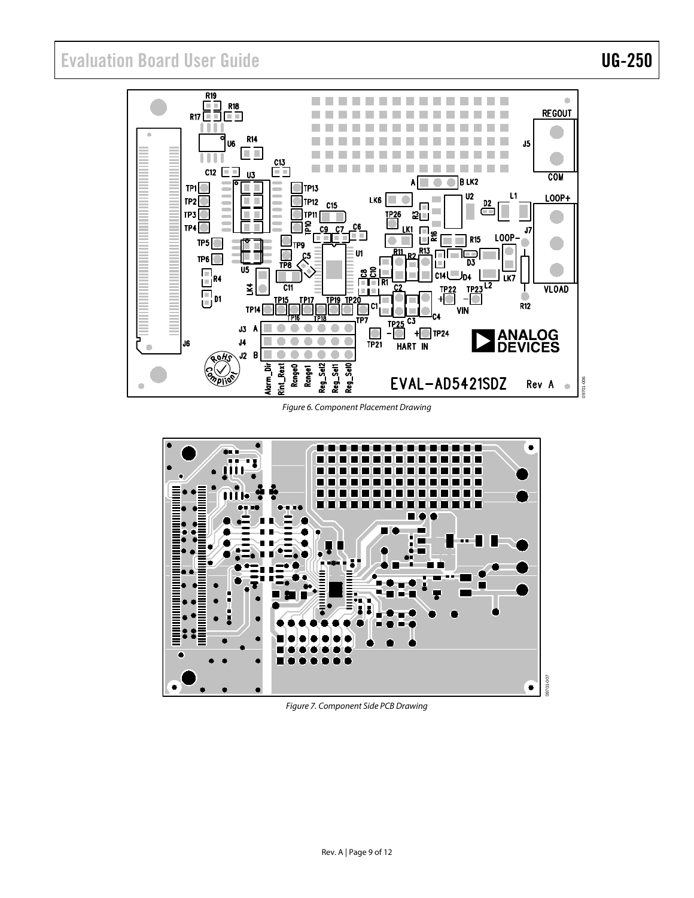Figure 6. Component Placement Drawing

Figure 7. Component Side PCB Drawing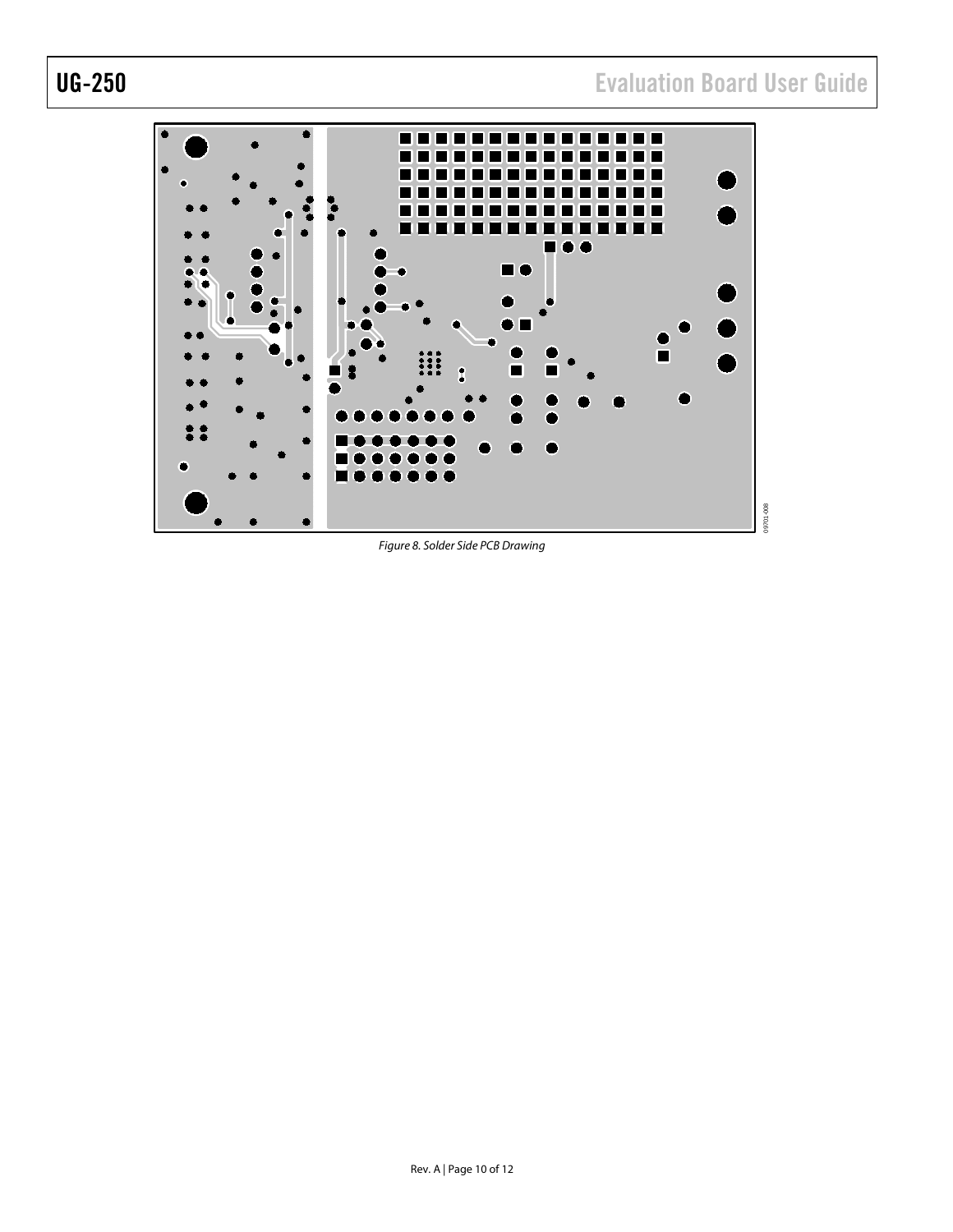09701-008

Figure 8. Solder Side PCB Drawing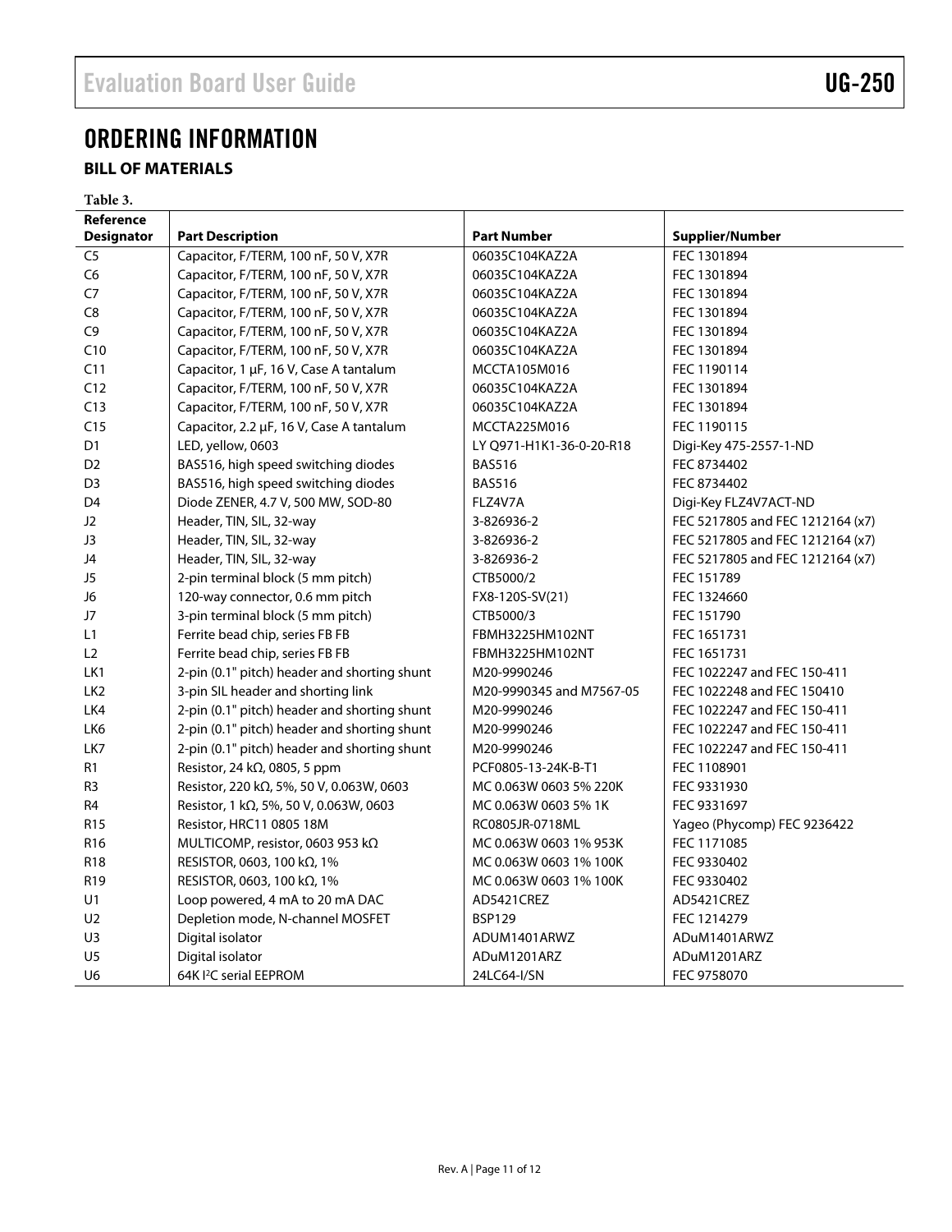## ORDERING INFORMATION

### BILL OF MATERIALS

**Table 3.**

| Reference Designator | Part Description | Part Number | Supplier/Number |
|---|---|---|---|
| C5 | Capacitor, F/TERM, 100 nF, 50 V, X7R | 06035C104KAZ2A | FEC 1301894 |
| C6 | Capacitor, F/TERM, 100 nF, 50 V, X7R | 06035C104KAZ2A | FEC 1301894 |
| C7 | Capacitor, F/TERM, 100 nF, 50 V, X7R | 06035C104KAZ2A | FEC 1301894 |
| C8 | Capacitor, F/TERM, 100 nF, 50 V, X7R | 06035C104KAZ2A | FEC 1301894 |
| C9 | Capacitor, F/TERM, 100 nF, 50 V, X7R | 06035C104KAZ2A | FEC 1301894 |
| C10 | Capacitor, F/TERM, 100 nF, 50 V, X7R | 06035C104KAZ2A | FEC 1301894 |
| C11 | Capacitor, 1 µF, 16 V, Case A tantalum | MCCTA105M016 | FEC 1190114 |
| C12 | Capacitor, F/TERM, 100 nF, 50 V, X7R | 06035C104KAZ2A | FEC 1301894 |
| C13 | Capacitor, F/TERM, 100 nF, 50 V, X7R | 06035C104KAZ2A | FEC 1301894 |
| C15 | Capacitor, 2.2 µF, 16 V, Case A tantalum | MCCTA225M016 | FEC 1190115 |
| D1 | LED, yellow, 0603 | LY Q971-H1K1-36-0-20-R18 | Digi-Key 475-2557-1-ND |
| D2 | BAS516, high speed switching diodes | BAS516 | FEC 8734402 |
| D3 | BAS516, high speed switching diodes | BAS516 | FEC 8734402 |
| D4 | Diode ZENER, 4.7 V, 500 MW, SOD-80 | FLZ4V7A | Digi-Key FLZ4V7ACT-ND |
| J2 | Header, TIN, SIL, 32-way | 3-826936-2 | FEC 5217805 and FEC 1212164 (x7) |
| J3 | Header, TIN, SIL, 32-way | 3-826936-2 | FEC 5217805 and FEC 1212164 (x7) |
| J4 | Header, TIN, SIL, 32-way | 3-826936-2 | FEC 5217805 and FEC 1212164 (x7) |
| J5 | 2-pin terminal block (5 mm pitch) | CTB5000/2 | FEC 151789 |
| J6 | 120-way connector, 0.6 mm pitch | FX8-120S-SV(21) | FEC 1324660 |
| J7 | 3-pin terminal block (5 mm pitch) | CTB5000/3 | FEC 151790 |
| L1 | Ferrite bead chip, series FB FB | FBMH3225HM102NT | FEC 1651731 |
| L2 | Ferrite bead chip, series FB FB | FBMH3225HM102NT | FEC 1651731 |
| LK1 | 2-pin (0.1" pitch) header and shorting shunt | M20-9990246 | FEC 1022247 and FEC 150-411 |
| LK2 | 3-pin SIL header and shorting link | M20-9990345 and M7567-05 | FEC 1022248 and FEC 150410 |
| LK4 | 2-pin (0.1" pitch) header and shorting shunt | M20-9990246 | FEC 1022247 and FEC 150-411 |
| LK6 | 2-pin (0.1" pitch) header and shorting shunt | M20-9990246 | FEC 1022247 and FEC 150-411 |
| LK7 | 2-pin (0.1" pitch) header and shorting shunt | M20-9990246 | FEC 1022247 and FEC 150-411 |
| R1 | Resistor, 24 kΩ, 0805, 5 ppm | PCF0805-13-24K-B-T1 | FEC 1108901 |
| R3 | Resistor, 220 kΩ, 5%, 50 V, 0.063W, 0603 | MC 0.063W 0603 5% 220K | FEC 9331930 |
| R4 | Resistor, 1 kΩ, 5%, 50 V, 0.063W, 0603 | MC 0.063W 0603 5% 1K | FEC 9331697 |
| R15 | Resistor, HRC11 0805 18M | RC0805JR-0718ML | Yageo (Phycomp) FEC 9236422 |
| R16 | MULTICOMP, resistor, 0603 953 kΩ | MC 0.063W 0603 1% 953K | FEC 1171085 |
| R18 | RESISTOR, 0603, 100 kΩ, 1% | MC 0.063W 0603 1% 100K | FEC 9330402 |
| R19 | RESISTOR, 0603, 100 kΩ, 1% | MC 0.063W 0603 1% 100K | FEC 9330402 |
| U1 | Loop powered, 4 mA to 20 mA DAC | AD5421CREZ | AD5421CREZ |
| U2 | Depletion mode, N-channel MOSFET | BSP129 | FEC 1214279 |
| U3 | Digital isolator | ADUM1401ARWZ | ADuM1401ARWZ |
| U5 | Digital isolator | ADuM1201ARZ | ADuM1201ARZ |
| U6 | 64K I²C serial EEPROM | 24LC64-I/SN | FEC 9758070 |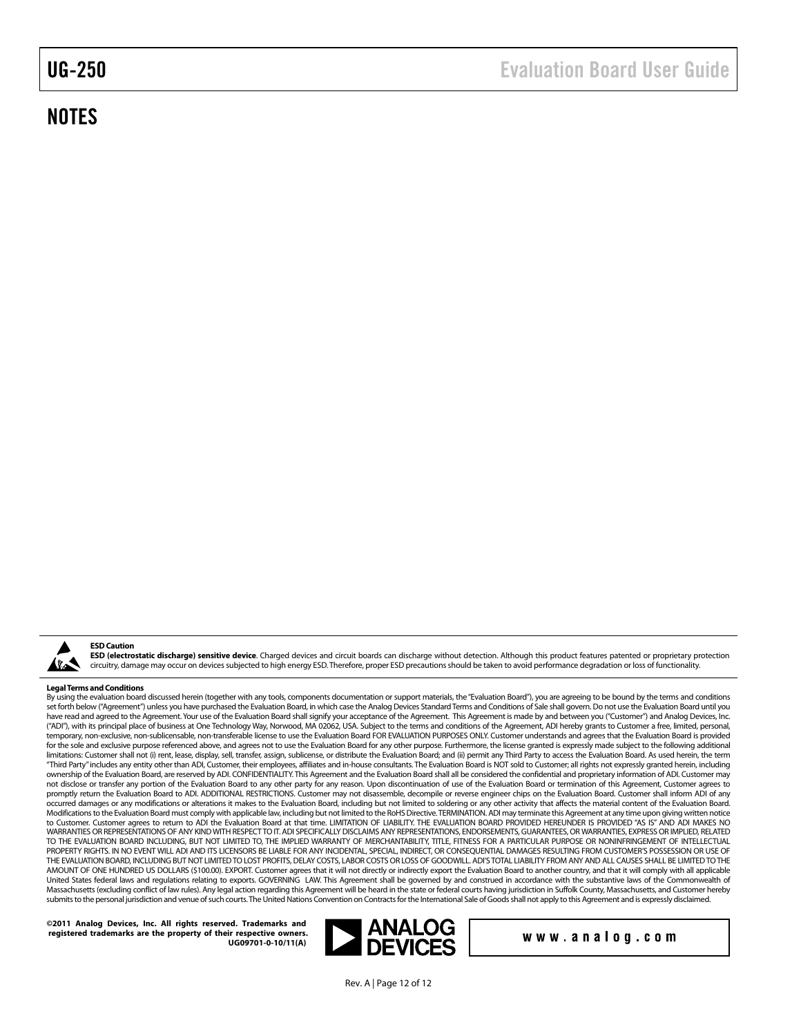## NOTES

**ESD Caution**

**ESD (electrostatic discharge) sensitive device**. Charged devices and circuit boards can discharge without detection. Although this product features patented or proprietary protection circuitry, damage may occur on devices subjected to high energy ESD. Therefore, proper ESD precautions should be taken to avoid performance degradation or loss of functionality.

**Legal Terms and Conditions**

By using the evaluation board discussed herein (together with any tools, components documentation or support materials, the "Evaluation Board"), you are agreeing to be bound by the terms and conditions set forth below ("Agreement") unless you have purchased the Evaluation Board, in which case the Analog Devices Standard Terms and Conditions of Sale shall govern. Do not use the Evaluation Board until you have read and agreed to the Agreement. Your use of the Evaluation Board shall signify your acceptance of the Agreement. This Agreement is made by and between you ("Customer") and Analog Devices, Inc. ("ADI"), with its principal place of business at One Technology Way, Norwood, MA 02062, USA. Subject to the terms and conditions of the Agreement, ADI hereby grants to Customer a free, limited, personal, temporary, non-exclusive, non-sublicensable, non-transferable license to use the Evaluation Board FOR EVALUATION PURPOSES ONLY. Customer understands and agrees that the Evaluation Board is provided for the sole and exclusive purpose referenced above, and agrees not to use the Evaluation Board for any other purpose. Furthermore, the license granted is expressly made subject to the following additional limitations: Customer shall not (i) rent, lease, display, sell, transfer, assign, sublicense, or distribute the Evaluation Board; and (ii) permit any Third Party to access the Evaluation Board. As used herein, the term "Third Party" includes any entity other than ADI, Customer, their employees, affiliates and in-house consultants. The Evaluation Board is NOT sold to Customer; all rights not expressly granted herein, including ownership of the Evaluation Board, are reserved by ADI. CONFIDENTIALITY. This Agreement and the Evaluation Board shall all be considered the confidential and proprietary information of ADI. Customer may not disclose or transfer any portion of the Evaluation Board to any other party for any reason. Upon discontinuation of use of the Evaluation Board or termination of this Agreement, Customer agrees to promptly return the Evaluation Board to ADI. ADDITIONAL RESTRICTIONS. Customer may not disassemble, decompile or reverse engineer chips on the Evaluation Board. Customer shall inform ADI of any occurred damages or any modifications or alterations it makes to the Evaluation Board, including but not limited to soldering or any other activity that affects the material content of the Evaluation Board. Modifications to the Evaluation Board must comply with applicable law, including but not limited to the RoHS Directive. TERMINATION. ADI may terminate this Agreement at any time upon giving written notice to Customer. Customer agrees to return to ADI the Evaluation Board at that time. LIMITATION OF LIABILITY. THE EVALUATION BOARD PROVIDED HEREUNDER IS PROVIDED "AS IS" AND ADI MAKES NO WARRANTIES OR REPRESENTATIONS OF ANY KIND WITH RESPECT TO IT. ADI SPECIFICALLY DISCLAIMS ANY REPRESENTATIONS, ENDORSEMENTS, GUARANTEES, OR WARRANTIES, EXPRESS OR IMPLIED, RELATED TO THE EVALUATION BOARD INCLUDING, BUT NOT LIMITED TO, THE IMPLIED WARRANTY OF MERCHANTABILITY, TITLE, FITNESS FOR A PARTICULAR PURPOSE OR NONINFRINGEMENT OF INTELLECTUAL PROPERTY RIGHTS. IN NO EVENT WILL ADI AND ITS LICENSORS BE LIABLE FOR ANY INCIDENTAL, SPECIAL, INDIRECT, OR CONSEQUENTIAL DAMAGES RESULTING FROM CUSTOMER'S POSSESSION OR USE OF THE EVALUATION BOARD, INCLUDING BUT NOT LIMITED TO LOST PROFITS, DELAY COSTS, LABOR COSTS OR LOSS OF GOODWILL. ADI'S TOTAL LIABILITY FROM ANY AND ALL CAUSES SHALL BE LIMITED TO THE AMOUNT OF ONE HUNDRED US DOLLARS ($100.00). EXPORT. Customer agrees that it will not directly or indirectly export the Evaluation Board to another country, and that it will comply with all applicable United States federal laws and regulations relating to exports. GOVERNING LAW. This Agreement shall be governed by and construed in accordance with the substantive laws of the Commonwealth of Massachusetts (excluding conflict of law rules). Any legal action regarding this Agreement will be heard in the state or federal courts having jurisdiction in Suffolk County, Massachusetts, and Customer hereby submits to the personal jurisdiction and venue of such courts. The United Nations Convention on Contracts for the International Sale of Goods shall not apply to this Agreement and is expressly disclaimed.

**©2011 Analog Devices, Inc. All rights reserved. Trademarks and registered trademarks are the property of their respective owners. UG09701-0-10/11(A)**

ANALOG DEVICES

www.analog.com